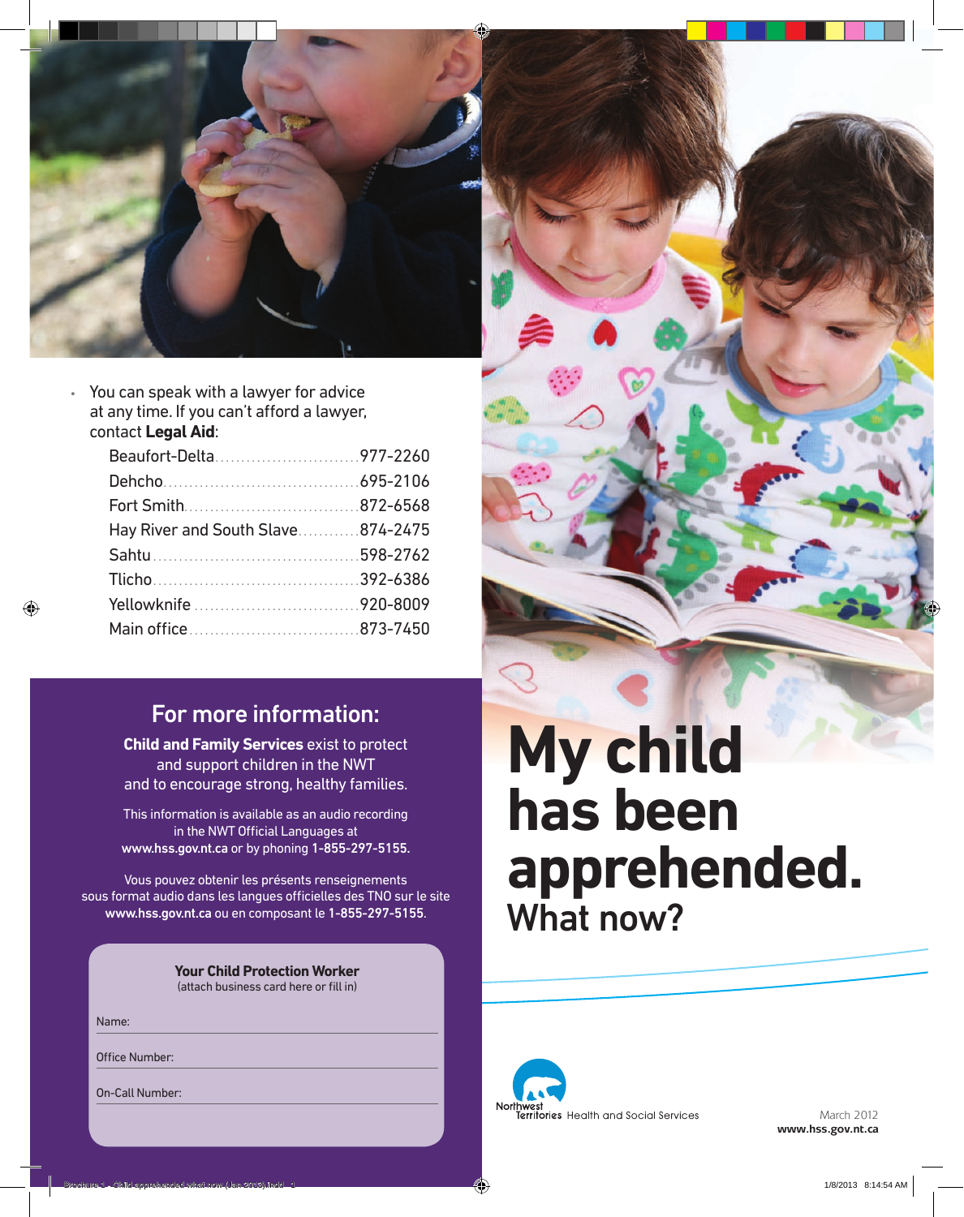# My child has been apprehended.

## What now?

- You can speak with a lawyer for advice at any time. If you can't afford a lawyer, contact **Legal Aid**:

| | |
|---|---|
| Beaufort-Delta | 977-2260 |
| Dehcho | 695-2106 |
| Fort Smith | 872-6568 |
| Hay River and South Slave | 874-2475 |
| Sahtu | 598-2762 |
| Tlicho | 392-6386 |
| Yellowknife | 920-8009 |
| Main office | 873-7450 |

## For more information:

**Child and Family Services** exist to protect and support children in the NWT and to encourage strong, healthy families.

This information is available as an audio recording in the NWT Official Languages at **www.hss.gov.nt.ca** or by phoning **1-855-297-5155.**

Vous pouvez obtenir les présents renseignements sous format audio dans les langues officielles des TNO sur le site **www.hss.gov.nt.ca** ou en composant le **1-855-297-5155**.

**Your Child Protection Worker**
(attach business card here or fill in)

Name:

Office Number:

On-Call Number:

Northwest Territories Health and Social Services

March 2012
**www.hss.gov.nt.ca**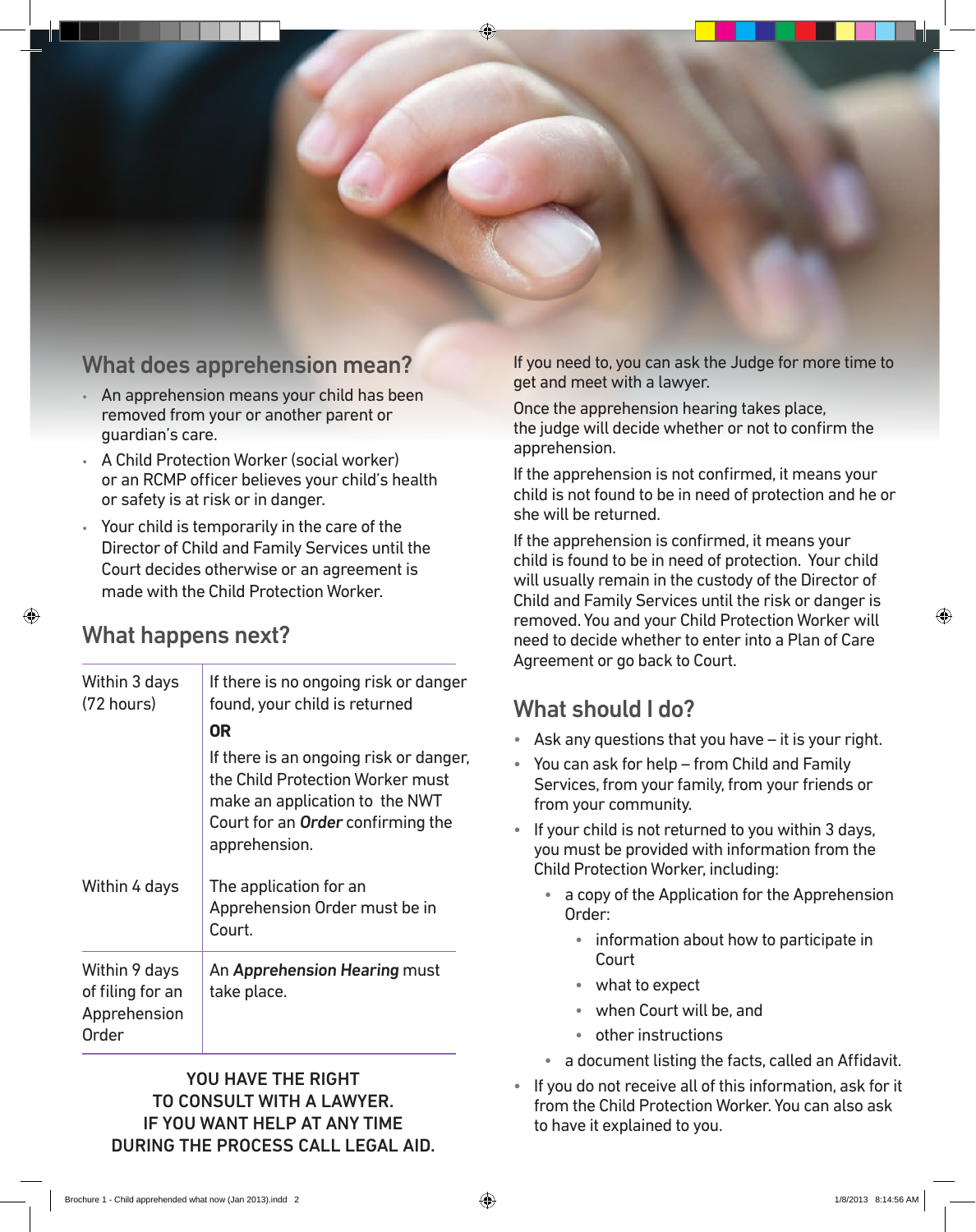## What does apprehension mean?

- An apprehension means your child has been removed from your or another parent or guardian's care.
- A Child Protection Worker (social worker) or an RCMP officer believes your child's health or safety is at risk or in danger.
- Your child is temporarily in the care of the Director of Child and Family Services until the Court decides otherwise or an agreement is made with the Child Protection Worker.

## What happens next?

| | |
|---|---|
| Within 3 days (72 hours) | If there is no ongoing risk or danger found, your child is returned<br>**OR**<br>If there is an ongoing risk or danger, the Child Protection Worker must make an application to the NWT Court for an ***Order*** confirming the apprehension. |
| Within 4 days | The application for an Apprehension Order must be in Court. |
| Within 9 days of filing for an Apprehension Order | An ***Apprehension Hearing*** must take place. |

YOU HAVE THE RIGHT
TO CONSULT WITH A LAWYER.
IF YOU WANT HELP AT ANY TIME
DURING THE PROCESS CALL LEGAL AID.

If you need to, you can ask the Judge for more time to get and meet with a lawyer.

Once the apprehension hearing takes place, the judge will decide whether or not to confirm the apprehension.

If the apprehension is not confirmed, it means your child is not found to be in need of protection and he or she will be returned.

If the apprehension is confirmed, it means your child is found to be in need of protection. Your child will usually remain in the custody of the Director of Child and Family Services until the risk or danger is removed. You and your Child Protection Worker will need to decide whether to enter into a Plan of Care Agreement or go back to Court.

## What should I do?

- Ask any questions that you have – it is your right.
- You can ask for help – from Child and Family Services, from your family, from your friends or from your community.
- If your child is not returned to you within 3 days, you must be provided with information from the Child Protection Worker, including:
  - a copy of the Application for the Apprehension Order:
    - information about how to participate in Court
    - what to expect
    - when Court will be, and
    - other instructions
  - a document listing the facts, called an Affidavit.
- If you do not receive all of this information, ask for it from the Child Protection Worker. You can also ask to have it explained to you.